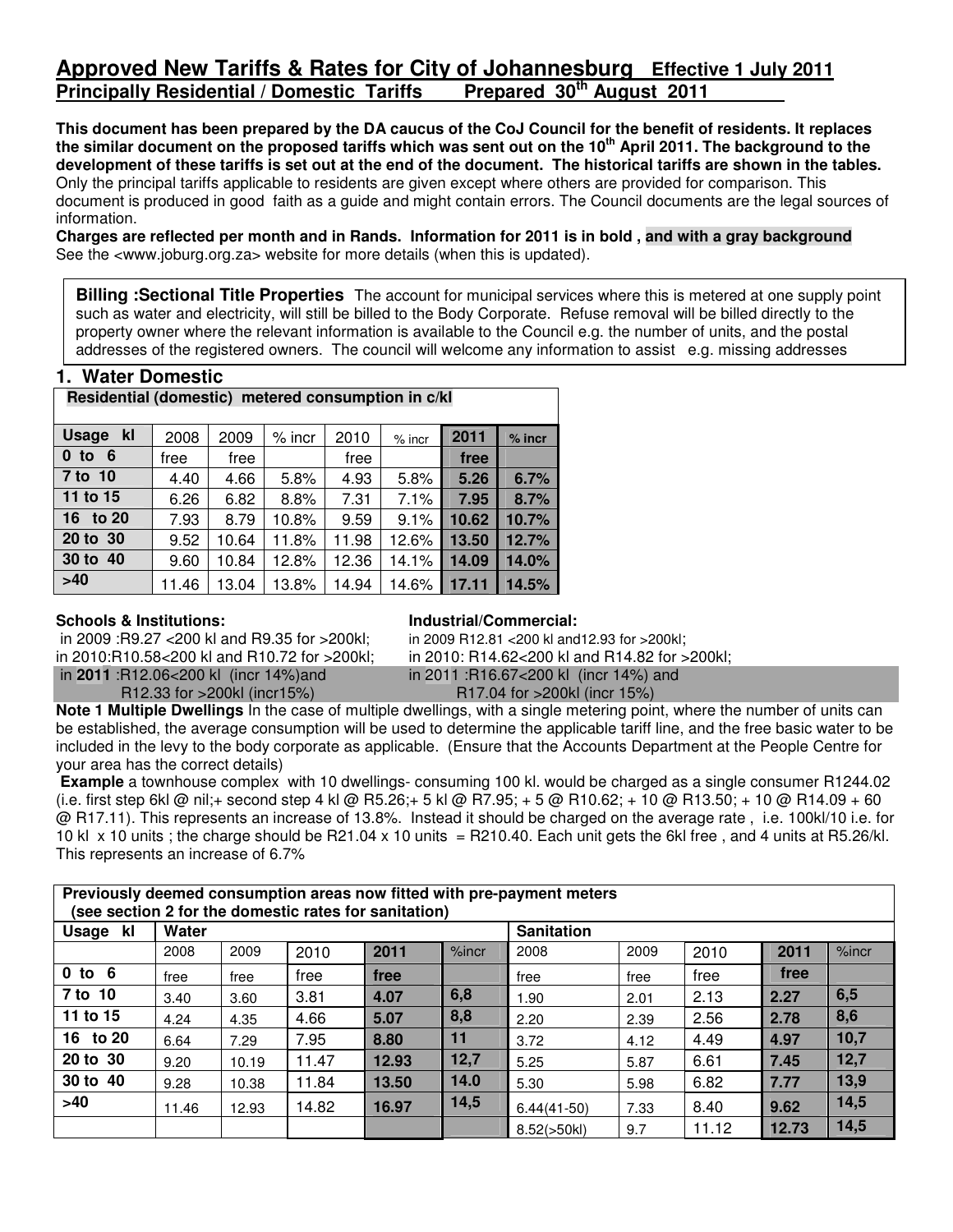# Approved New Tariffs & Rates for City of Johannesburg Effective 1 July 2011

## Principally Residential / Domestic Tariffs Prepared 30th August 2011

**This document has been prepared by the DA caucus of the CoJ Council for the benefit of residents. It replaces the similar document on the proposed tariffs which was sent out on the 10th April 2011. The background to the development of these tariffs is set out at the end of the document. The historical tariffs are shown in the tables.** Only the principal tariffs applicable to residents are given except where others are provided for comparison. This document is produced in good faith as a guide and might contain errors. The Council documents are the legal sources of information.

**Charges are reflected per month and in Rands. Information for 2011 is in bold , and with a gray background**

See the <www.joburg.org.za> website for more details (when this is updated).

**Billing :Sectional Title Properties** The account for municipal services where this is metered at one supply point such as water and electricity, will still be billed to the Body Corporate. Refuse removal will be billed directly to the property owner where the relevant information is available to the Council e.g. the number of units, and the postal addresses of the registered owners. The council will welcome any information to assist e.g. missing addresses

## 1. Water Domestic

**Residential (domestic) metered consumption in c/kl**

| Usage kl | 2008 | 2009 | % incr | 2010 | % incr | 2011 | % incr |
|---|---|---|---|---|---|---|---|
| 0 to 6 | free | free | | free | | **free** | |
| 7 to 10 | 4.40 | 4.66 | 5.8% | 4.93 | 5.8% | **5.26** | **6.7%** |
| 11 to 15 | 6.26 | 6.82 | 8.8% | 7.31 | 7.1% | **7.95** | **8.7%** |
| 16 to 20 | 7.93 | 8.79 | 10.8% | 9.59 | 9.1% | **10.62** | **10.7%** |
| 20 to 30 | 9.52 | 10.64 | 11.8% | 11.98 | 12.6% | **13.50** | **12.7%** |
| 30 to 40 | 9.60 | 10.84 | 12.8% | 12.36 | 14.1% | **14.09** | **14.0%** |
| >40 | 11.46 | 13.04 | 13.8% | 14.94 | 14.6% | **17.11** | **14.5%** |

**Schools & Institutions:**

in 2009 :R9.27 <200 kl and R9.35 for >200kl;
in 2010:R10.58<200 kl and R10.72 for >200kl;
in **2011** :R12.06<200 kl (incr 14%)and R12.33 for >200kl (incr15%)

**Industrial/Commercial:**

in 2009 R12.81 <200 kl and12.93 for >200kl;
in 2010: R14.62<200 kl and R14.82 for >200kl;
in 2011 :R16.67<200 kl (incr 14%) and R17.04 for >200kl (incr 15%)

**Note 1 Multiple Dwellings** In the case of multiple dwellings, with a single metering point, where the number of units can be established, the average consumption will be used to determine the applicable tariff line, and the free basic water to be included in the levy to the body corporate as applicable. (Ensure that the Accounts Department at the People Centre for your area has the correct details)

**Example** a townhouse complex with 10 dwellings- consuming 100 kl. would be charged as a single consumer R1244.02 (i.e. first step 6kl @ nil;+ second step 4 kl @ R5.26;+ 5 kl @ R7.95; + 5 @ R10.62; + 10 @ R13.50; + 10 @ R14.09 + 60 @ R17.11). This represents an increase of 13.8%. Instead it should be charged on the average rate , i.e. 100kl/10 i.e. for 10 kl x 10 units ; the charge should be R21.04 x 10 units = R210.40. Each unit gets the 6kl free , and 4 units at R5.26/kl. This represents an increase of 6.7%

**Previously deemed consumption areas now fitted with pre-payment meters (see section 2 for the domestic rates for sanitation)**

| Usage kl | Water | | | | | Sanitation | | | | |
|---|---|---|---|---|---|---|---|---|---|---|
| | 2008 | 2009 | 2010 | **2011** | %incr | 2008 | 2009 | 2010 | **2011** | %incr |
| 0 to 6 | free | free | free | **free** | | free | free | free | **free** | |
| 7 to 10 | 3.40 | 3.60 | 3.81 | **4.07** | **6,8** | 1.90 | 2.01 | 2.13 | **2.27** | **6,5** |
| 11 to 15 | 4.24 | 4.35 | 4.66 | **5.07** | **8,8** | 2.20 | 2.39 | 2.56 | **2.78** | **8,6** |
| 16 to 20 | 6.64 | 7.29 | 7.95 | **8.80** | **11** | 3.72 | 4.12 | 4.49 | **4.97** | **10,7** |
| 20 to 30 | 9.20 | 10.19 | 11.47 | **12.93** | **12,7** | 5.25 | 5.87 | 6.61 | **7.45** | **12,7** |
| 30 to 40 | 9.28 | 10.38 | 11.84 | **13.50** | **14.0** | 5.30 | 5.98 | 6.82 | **7.77** | **13,9** |
| >40 | 11.46 | 12.93 | 14.82 | **16.97** | **14,5** | 6.44(41-50) | 7.33 | 8.40 | **9.62** | **14,5** |
| | | | | | | 8.52(>50kl) | 9.7 | 11.12 | **12.73** | **14,5** |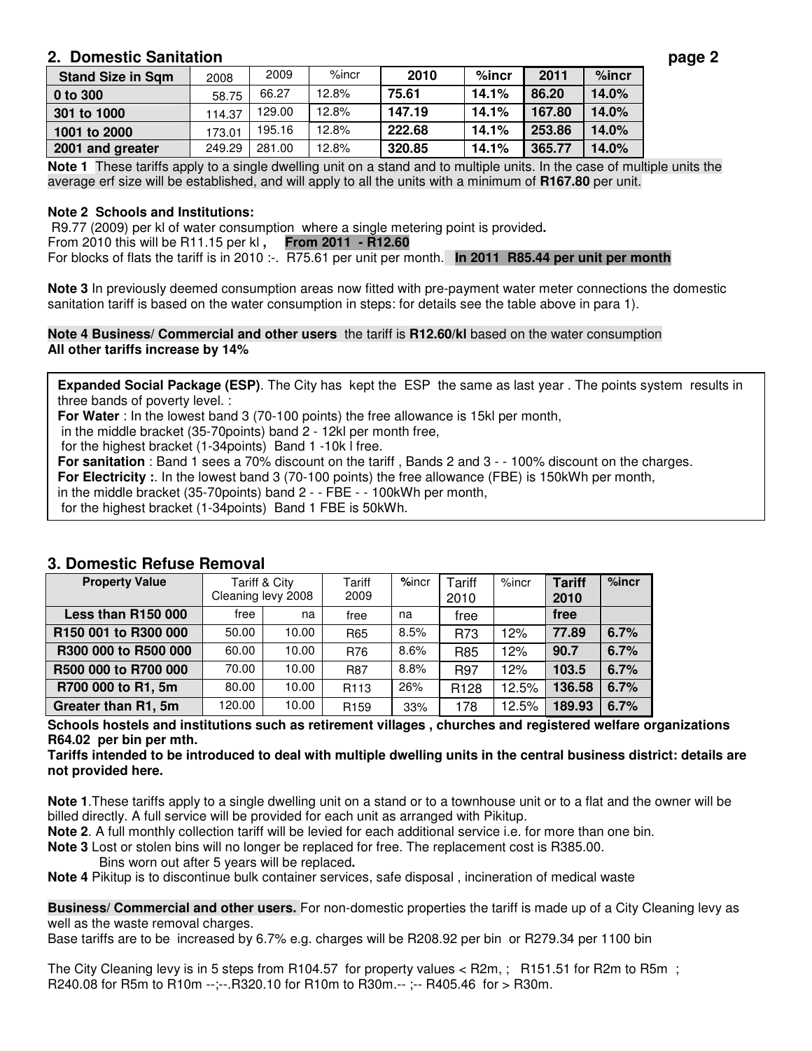## 2. Domestic Sanitation

| Stand Size in Sqm | 2008 | 2009 | %incr | 2010 | %incr | 2011 | %incr |
|---|---|---|---|---|---|---|---|
| 0 to 300 | 58.75 | 66.27 | 12.8% | **75.61** | **14.1%** | **86.20** | **14.0%** |
| 301 to 1000 | 114.37 | 129.00 | 12.8% | **147.19** | **14.1%** | **167.80** | **14.0%** |
| 1001 to 2000 | 173.01 | 195.16 | 12.8% | **222.68** | **14.1%** | **253.86** | **14.0%** |
| 2001 and greater | 249.29 | 281.00 | 12.8% | **320.85** | **14.1%** | **365.77** | **14.0%** |

**Note 1** These tariffs apply to a single dwelling unit on a stand and to multiple units. In the case of multiple units the average erf size will be established, and will apply to all the units with a minimum of **R167.80** per unit.

**Note 2 Schools and Institutions:**
R9.77 (2009) per kl of water consumption where a single metering point is provided**.**
From 2010 this will be R11.15 per kl **, From 2011 - R12.60**
For blocks of flats the tariff is in 2010 :-. R75.61 per unit per month. **In 2011 R85.44 per unit per month**

**Note 3** In previously deemed consumption areas now fitted with pre-payment water meter connections the domestic sanitation tariff is based on the water consumption in steps: for details see the table above in para 1).

**Note 4 Business/ Commercial and other users** the tariff is **R12.60/kl** based on the water consumption
**All other tariffs increase by 14%**

**Expanded Social Package (ESP)**. The City has kept the ESP the same as last year . The points system results in three bands of poverty level. :
**For Water** : In the lowest band 3 (70-100 points) the free allowance is 15kl per month,
in the middle bracket (35-70points) band 2 - 12kl per month free,
for the highest bracket (1-34points) Band 1 -10k l free.
**For sanitation** : Band 1 sees a 70% discount on the tariff , Bands 2 and 3 - - 100% discount on the charges.
**For Electricity :**. In the lowest band 3 (70-100 points) the free allowance (FBE) is 150kWh per month,
in the middle bracket (35-70points) band 2 - - FBE - - 100kWh per month,
for the highest bracket (1-34points) Band 1 FBE is 50kWh.

## 3. Domestic Refuse Removal

| Property Value | Tariff & City Cleaning levy 2008 | | Tariff 2009 | %incr | Tariff 2010 | %incr | Tariff 2010 | %incr |
|---|---|---|---|---|---|---|---|---|
| Less than R150 000 | free | na | free | na | free | | **free** | |
| R150 001 to R300 000 | 50.00 | 10.00 | R65 | 8.5% | R73 | 12% | **77.89** | **6.7%** |
| R300 000 to R500 000 | 60.00 | 10.00 | R76 | 8.6% | R85 | 12% | **90.7** | **6.7%** |
| R500 000 to R700 000 | 70.00 | 10.00 | R87 | 8.8% | R97 | 12% | **103.5** | **6.7%** |
| R700 000 to R1, 5m | 80.00 | 10.00 | R113 | 26% | R128 | 12.5% | **136.58** | **6.7%** |
| Greater than R1, 5m | 120.00 | 10.00 | R159 | 33% | 178 | 12.5% | **189.93** | **6.7%** |

**Schools hostels and institutions such as retirement villages , churches and registered welfare organizations R64.02 per bin per mth.**
**Tariffs intended to be introduced to deal with multiple dwelling units in the central business district: details are not provided here.**

**Note 1**.These tariffs apply to a single dwelling unit on a stand or to a townhouse unit or to a flat and the owner will be billed directly. A full service will be provided for each unit as arranged with Pikitup.
**Note 2**. A full monthly collection tariff will be levied for each additional service i.e. for more than one bin.
**Note 3** Lost or stolen bins will no longer be replaced for free. The replacement cost is R385.00.
Bins worn out after 5 years will be replaced**.**
**Note 4** Pikitup is to discontinue bulk container services, safe disposal , incineration of medical waste

**Business/ Commercial and other users.** For non-domestic properties the tariff is made up of a City Cleaning levy as well as the waste removal charges.
Base tariffs are to be increased by 6.7% e.g. charges will be R208.92 per bin or R279.34 per 1100 bin

The City Cleaning levy is in 5 steps from R104.57 for property values < R2m, ; R151.51 for R2m to R5m ; R240.08 for R5m to R10m --;--.R320.10 for R10m to R30m.-- ;-- R405.46 for > R30m.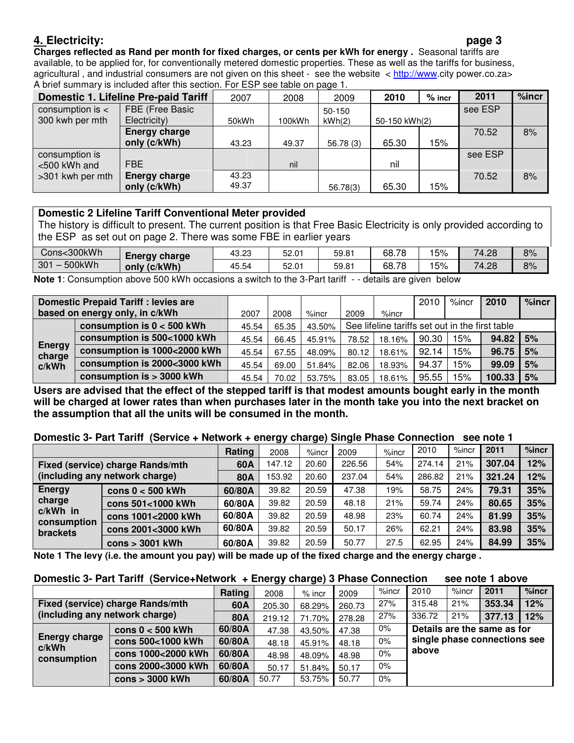## 4. Electricity:

**Charges reflected as Rand per month for fixed charges, or cents per kWh for energy .** Seasonal tariffs are available, to be applied for, for conventionally metered domestic properties. These as well as the tariffs for business, agricultural , and industrial consumers are not given on this sheet - see the website < http://www.city power.co.za> A brief summary is included after this section. For ESP see table on page 1.

| **Domestic 1. Lifeline Pre-paid Tariff** | | 2007 | 2008 | 2009 | **2010** | **% incr** | **2011** | **%incr** |
|---|---|---|---|---|---|---|---|---|
| consumption is < 300 kwh per mth | FBE (Free Basic Electricity) | 50kWh | 100kWh | 50-150 kWh(2) | 50-150 kWh(2) | | see ESP | |
| | **Energy charge only (c/kWh)** | 43.23 | 49.37 | 56.78 (3) | 65.30 | 15% | 70.52 | 8% |
| consumption is <500 kWh and >301 kwh per mth | FBE | | nil | | nil | | see ESP | |
| | **Energy charge only (c/kWh)** | 43.23 49.37 | | 56.78(3) | 65.30 | 15% | 70.52 | 8% |

**Domestic 2 Lifeline Tariff Conventional Meter provided**

The history is difficult to present. The current position is that Free Basic Electricity is only provided according to the ESP as set out on page 2. There was some FBE in earlier years

| | | | | | | | | |
|---|---|---|---|---|---|---|---|---|
| Cons<300kWh | **Energy charge only (c/kWh)** | 43.23 | 52.01 | 59.81 | 68.78 | 15% | 74.28 | 8% |
| 301 – 500kWh | | 45.54 | 52.01 | 59.81 | 68.78 | 15% | 74.28 | 8% |

**Note 1**: Consumption above 500 kWh occasions a switch to the 3-Part tariff - - details are given below

| **Domestic Prepaid Tariff : levies are based on energy only, in c/kWh** | | 2007 | 2008 | %incr | 2009 | %incr | 2010 | %incr | **2010** | **%incr** |
|---|---|---|---|---|---|---|---|---|---|---|
| **Energy charge c/kWh** | **consumption is 0 < 500 kWh** | 45.54 | 65.35 | 43.50% | See lifeline tariffs set out in the first table | | | | | |
| | **consumption is 500<1000 kWh** | 45.54 | 66.45 | 45.91% | 78.52 | 18.16% | 90.30 | 15% | **94.82** | **5%** |
| | **consumption is 1000<2000 kWh** | 45.54 | 67.55 | 48.09% | 80.12 | 18.61% | 92.14 | 15% | **96.75** | **5%** |
| | **consumption is 2000<3000 kWh** | 45.54 | 69.00 | 51.84% | 82.06 | 18.93% | 94.37 | 15% | **99.09** | **5%** |
| | **consumption is > 3000 kWh** | 45.54 | 70.02 | 53.75% | 83.05 | 18.61% | 95.55 | 15% | **100.33** | **5%** |

**Users are advised that the effect of the stepped tariff is that modest amounts bought early in the month will be charged at lower rates than when purchases later in the month take you into the next bracket on the assumption that all the units will be consumed in the month.**

**Domestic 3- Part Tariff (Service + Network + energy charge) Single Phase Connection see note 1**

| | | **Rating** | 2008 | %incr | 2009 | %incr | 2010 | %incr | **2011** | **%incr** |
|---|---|---|---|---|---|---|---|---|---|---|
| **Fixed (service) charge Rands/mth (including any network charge)** | | **60A** | 147.12 | 20.60 | 226.56 | 54% | 274.14 | 21% | **307.04** | **12%** |
| | | **80A** | 153.92 | 20.60 | 237.04 | 54% | 286.82 | 21% | **321.24** | **12%** |
| **Energy charge c/kWh in consumption brackets** | **cons 0 < 500 kWh** | **60/80A** | 39.82 | 20.59 | 47.38 | 19% | 58.75 | 24% | **79.31** | **35%** |
| | **cons 501<1000 kWh** | **60/80A** | 39.82 | 20.59 | 48.18 | 21% | 59.74 | 24% | **80.65** | **35%** |
| | **cons 1001<2000 kWh** | **60/80A** | 39.82 | 20.59 | 48.98 | 23% | 60.74 | 24% | **81.99** | **35%** |
| | **cons 2001<3000 kWh** | **60/80A** | 39.82 | 20.59 | 50.17 | 26% | 62.21 | 24% | **83.98** | **35%** |
| | **cons > 3001 kWh** | **60/80A** | 39.82 | 20.59 | 50.77 | 27.5 | 62.95 | 24% | **84.99** | **35%** |

**Note 1 The levy (i.e. the amount you pay) will be made up of the fixed charge and the energy charge .**

**Domestic 3- Part Tariff (Service+Network + Energy charge) 3 Phase Connection see note 1 above**

| | | **Rating** | 2008 | % incr | 2009 | %incr | 2010 | %incr | **2011** | **%incr** |
|---|---|---|---|---|---|---|---|---|---|---|
| **Fixed (service) charge Rands/mth (including any network charge)** | | **60A** | 205.30 | 68.29% | 260.73 | 27% | 315.48 | 21% | **353.34** | **12%** |
| | | **80A** | 219.12 | 71.70% | 278.28 | 27% | 336.72 | 21% | **377.13** | **12%** |
| **Energy charge c/kWh consumption** | **cons 0 < 500 kWh** | **60/80A** | 47.38 | 43.50% | 47.38 | 0% | **Details are the same as for single phase connections see above** | | | |
| | **cons 500<1000 kWh** | **60/80A** | 48.18 | 45.91% | 48.18 | 0% | | | | |
| | **cons 1000<2000 kWh** | **60/80A** | 48.98 | 48.09% | 48.98 | 0% | | | | |
| | **cons 2000<3000 kWh** | **60/80A** | 50.17 | 51.84% | 50.17 | 0% | | | | |
| | **cons > 3000 kWh** | **60/80A** | 50.77 | 53.75% | 50.77 | 0% | | | | |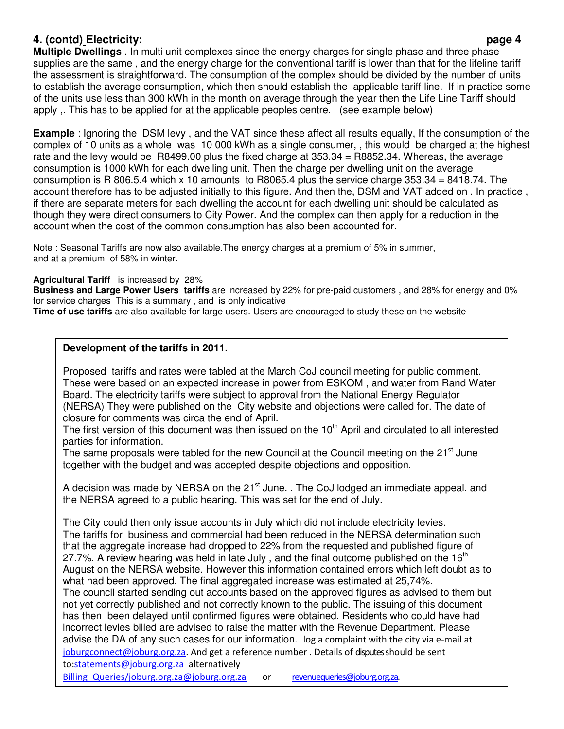## 4. (contd) Electricity:

**Multiple Dwellings** . In multi unit complexes since the energy charges for single phase and three phase supplies are the same , and the energy charge for the conventional tariff is lower than that for the lifeline tariff the assessment is straightforward. The consumption of the complex should be divided by the number of units to establish the average consumption, which then should establish the applicable tariff line. If in practice some of the units use less than 300 kWh in the month on average through the year then the Life Line Tariff should apply ,. This has to be applied for at the applicable peoples centre. (see example below)

**Example** : Ignoring the DSM levy , and the VAT since these affect all results equally, If the consumption of the complex of 10 units as a whole was 10 000 kWh as a single consumer, , this would be charged at the highest rate and the levy would be R8499.00 plus the fixed charge at 353.34 = R8852.34. Whereas, the average consumption is 1000 kWh for each dwelling unit. Then the charge per dwelling unit on the average consumption is R 806.5.4 which x 10 amounts to R8065.4 plus the service charge 353.34 = 8418.74. The account therefore has to be adjusted initially to this figure. And then the, DSM and VAT added on . In practice , if there are separate meters for each dwelling the account for each dwelling unit should be calculated as though they were direct consumers to City Power. And the complex can then apply for a reduction in the account when the cost of the common consumption has also been accounted for.

Note : Seasonal Tariffs are now also available.The energy charges at a premium of 5% in summer, and at a premium of 58% in winter.

**Agricultural Tariff** is increased by 28%
**Business and Large Power Users tariffs** are increased by 22% for pre-paid customers , and 28% for energy and 0% for service charges This is a summary , and is only indicative
**Time of use tariffs** are also available for large users. Users are encouraged to study these on the website

**Development of the tariffs in 2011.**

Proposed tariffs and rates were tabled at the March CoJ council meeting for public comment. These were based on an expected increase in power from ESKOM , and water from Rand Water Board. The electricity tariffs were subject to approval from the National Energy Regulator (NERSA) They were published on the City website and objections were called for. The date of closure for comments was circa the end of April.
The first version of this document was then issued on the 10th April and circulated to all interested parties for information.
The same proposals were tabled for the new Council at the Council meeting on the 21st June together with the budget and was accepted despite objections and opposition.

A decision was made by NERSA on the 21st June. . The CoJ lodged an immediate appeal. and the NERSA agreed to a public hearing. This was set for the end of July.

The City could then only issue accounts in July which did not include electricity levies.
The tariffs for business and commercial had been reduced in the NERSA determination such that the aggregate increase had dropped to 22% from the requested and published figure of 27.7%. A review hearing was held in late July , and the final outcome published on the 16th August on the NERSA website. However this information contained errors which left doubt as to what had been approved. The final aggregated increase was estimated at 25,74%.
The council started sending out accounts based on the approved figures as advised to them but not yet correctly published and not correctly known to the public. The issuing of this document has then been delayed until confirmed figures were obtained. Residents who could have had incorrect levies billed are advised to raise the matter with the Revenue Department. Please advise the DA of any such cases for our information. log a complaint with the city via e-mail at joburgconnect@joburg.org.za. And get a reference number . Details of disputes should be sent to:statements@joburg.org.za alternatively
Billing_Queries/joburg.org.za@joburg.org.za or revenuequeries@joburg.org.za.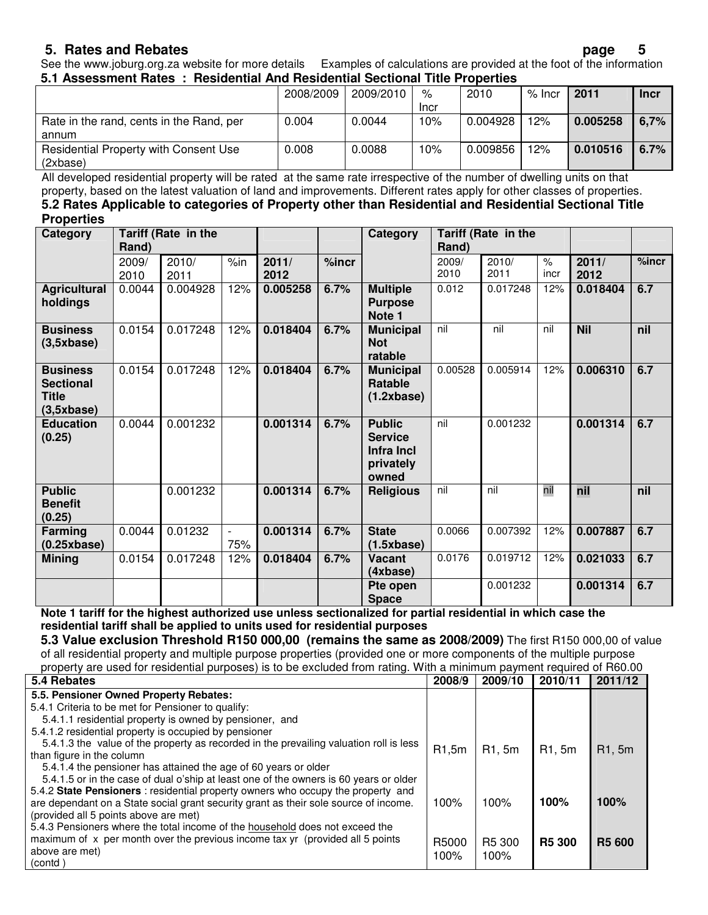## 5. Rates and Rebates

See the www.joburg.org.za website for more details    Examples of calculations are provided at the foot of the information

### 5.1 Assessment Rates : Residential And Residential Sectional Title Properties

| | 2008/2009 | 2009/2010 | % Incr | 2010 | % Incr | 2011 | Incr |
|---|---|---|---|---|---|---|---|
| Rate in the rand, cents in the Rand, per annum | 0.004 | 0.0044 | 10% | 0.004928 | 12% | **0.005258** | **6,7%** |
| Residential Property with Consent Use (2xbase) | 0.008 | 0.0088 | 10% | 0.009856 | 12% | **0.010516** | **6.7%** |

All developed residential property will be rated at the same rate irrespective of the number of dwelling units on that property, based on the latest valuation of land and improvements. Different rates apply for other classes of properties.

### 5.2 Rates Applicable to categories of Property other than Residential and Residential Sectional Title Properties

| Category | Tariff (Rate in the Rand) | | | | | Category | Tariff (Rate in the Rand) | | | | |
|---|---|---|---|---|---|---|---|---|---|---|---|
| | 2009/ 2010 | 2010/ 2011 | %in | **2011/ 2012** | **%incr** | | 2009/ 2010 | 2010/ 2011 | % incr | **2011/ 2012** | **%incr** |
| **Agricultural holdings** | 0.0044 | 0.004928 | 12% | **0.005258** | **6.7%** | **Multiple Purpose Note 1** | 0.012 | 0.017248 | 12% | **0.018404** | **6.7** |
| **Business (3,5xbase)** | 0.0154 | 0.017248 | 12% | **0.018404** | **6.7%** | **Municipal Not ratable** | nil | nil | nil | **Nil** | **nil** |
| **Business Sectional Title (3,5xbase)** | 0.0154 | 0.017248 | 12% | **0.018404** | **6.7%** | **Municipal Ratable (1.2xbase)** | 0.00528 | 0.005914 | 12% | **0.006310** | **6.7** |
| **Education (0.25)** | 0.0044 | 0.001232 | | **0.001314** | **6.7%** | **Public Service Infra Incl privately owned** | nil | 0.001232 | | **0.001314** | **6.7** |
| **Public Benefit (0.25)** | | 0.001232 | | **0.001314** | **6.7%** | **Religious** | nil | nil | nil | **nil** | **nil** |
| **Farming (0.25xbase)** | 0.0044 | 0.01232 | -75% | **0.001314** | **6.7%** | **State (1.5xbase)** | 0.0066 | 0.007392 | 12% | **0.007887** | **6.7** |
| **Mining** | 0.0154 | 0.017248 | 12% | **0.018404** | **6.7%** | **Vacant (4xbase)** | 0.0176 | 0.019712 | 12% | **0.021033** | **6.7** |
| | | | | | | **Pte open Space** | | 0.001232 | | **0.001314** | **6.7** |

**Note 1 tariff for the highest authorized use unless sectionalized for partial residential in which case the residential tariff shall be applied to units used for residential purposes**

**5.3 Value exclusion Threshold R150 000,00 (remains the same as 2008/2009)** The first R150 000,00 of value of all residential property and multiple purpose properties (provided one or more components of the multiple purpose property are used for residential purposes) is to be excluded from rating. With a minimum payment required of R60.00

| 5.4 Rebates | 2008/9 | 2009/10 | 2010/11 | 2011/12 |
|---|---|---|---|---|
| **5.5. Pensioner Owned Property Rebates:**<br>5.4.1 Criteria to be met for Pensioner to qualify:<br>5.4.1.1 residential property is owned by pensioner, and<br>5.4.1.2 residential property is occupied by pensioner<br>5.4.1.3 the value of the property as recorded in the prevailing valuation roll is less than figure in the column<br>5.4.1.4 the pensioner has attained the age of 60 years or older<br>5.4.1.5 or in the case of dual o'ship at least one of the owners is 60 years or older | R1,5m | R1, 5m | R1, 5m | R1, 5m |
| 5.4.2 **State Pensioners** : residential property owners who occupy the property and are dependant on a State social grant security grant as their sole source of income. (provided all 5 points above are met) | 100% | 100% | **100%** | **100%** |
| 5.4.3 Pensioners where the total income of the household does not exceed the maximum of x per month over the previous income tax yr (provided all 5 points above are met)<br>(contd ) | R5000<br>100% | R5 300<br>100% | **R5 300** | **R5 600** |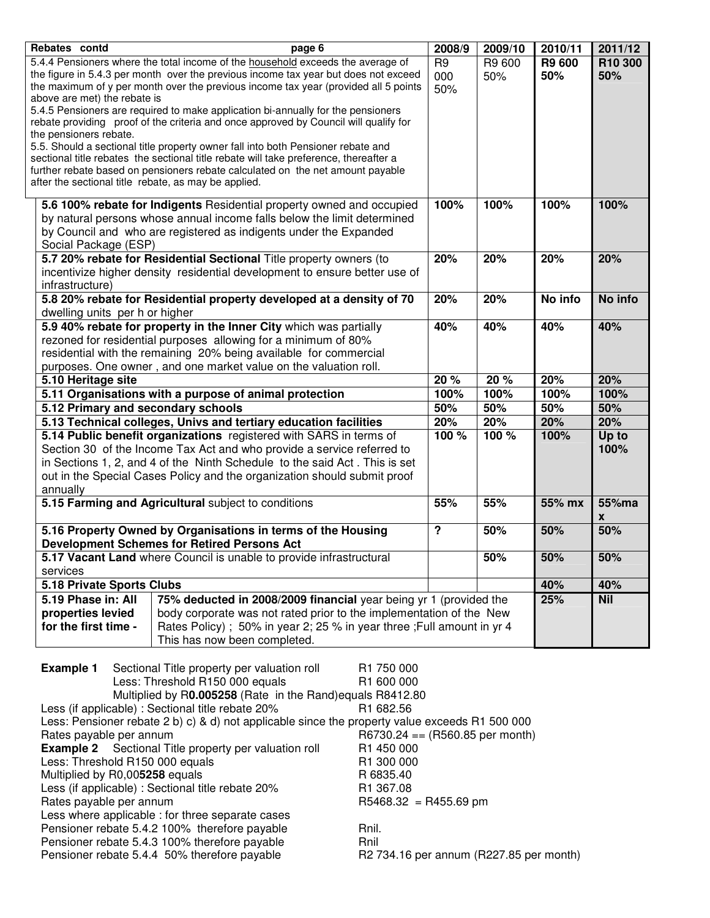| Rebates contd page 6 | 2008/9 | 2009/10 | 2010/11 | 2011/12 |
|---|---|---|---|---|
| 5.4.4 Pensioners where the total income of the household exceeds the average of the figure in 5.4.3 per month over the previous income tax year but does not exceed the maximum of y per month over the previous income tax year (provided all 5 points above are met) the rebate is<br>5.4.5 Pensioners are required to make application bi-annually for the pensioners rebate providing proof of the criteria and once approved by Council will qualify for the pensioners rebate.<br>5.5. Should a sectional title property owner fall into both Pensioner rebate and sectional title rebates the sectional title rebate will take preference, thereafter a further rebate based on pensioners rebate calculated on the net amount payable after the sectional title rebate, as may be applied. | R9 000 50% | R9 600 50% | **R9 600 50%** | **R10 300 50%** |
| **5.6 100% rebate for Indigents** Residential property owned and occupied by natural persons whose annual income falls below the limit determined by Council and who are registered as indigents under the Expanded Social Package (ESP) | **100%** | **100%** | **100%** | **100%** |
| **5.7 20% rebate for Residential Sectional** Title property owners (to incentivize higher density residential development to ensure better use of infrastructure) | **20%** | **20%** | **20%** | **20%** |
| **5.8 20% rebate for Residential property developed at a density of 70** dwelling units per h or higher | **20%** | **20%** | **No info** | **No info** |
| **5.9 40% rebate for property in the Inner City** which was partially rezoned for residential purposes allowing for a minimum of 80% residential with the remaining 20% being available for commercial purposes. One owner , and one market value on the valuation roll. | **40%** | **40%** | **40%** | **40%** |
| **5.10 Heritage site** | **20 %** | **20 %** | **20%** | **20%** |
| **5.11 Organisations with a purpose of animal protection** | **100%** | **100%** | **100%** | **100%** |
| **5.12 Primary and secondary schools** | **50%** | **50%** | **50%** | **50%** |
| **5.13 Technical colleges, Univs and tertiary education facilities** | **20%** | **20%** | **20%** | **20%** |
| **5.14 Public benefit organizations** registered with SARS in terms of Section 30 of the Income Tax Act and who provide a service referred to in Sections 1, 2, and 4 of the Ninth Schedule to the said Act . This is set out in the Special Cases Policy and the organization should submit proof annually | **100 %** | **100 %** | **100%** | **Up to 100%** |
| **5.15 Farming and Agricultural** subject to conditions | **55%** | **55%** | **55% mx** | **55%max** |
| **5.16 Property Owned by Organisations in terms of the Housing Development Schemes for Retired Persons Act** | **?** | **50%** | **50%** | **50%** |
| **5.17 Vacant Land** where Council is unable to provide infrastructural services | | **50%** | **50%** | **50%** |
| **5.18 Private Sports Clubs** | | | **40%** | **40%** |
| **5.19 Phase in: All properties levied for the first time -** **75% deducted in 2008/2009 financial** year being yr 1 (provided the body corporate was not rated prior to the implementation of the New Rates Policy) ; 50% in year 2; 25 % in year three ;Full amount in yr 4 This has now been completed. | | | **25%** | **Nil** |

**Example 1** Sectional Title property per valuation roll R1 750 000
Less: Threshold R150 000 equals R1 600 000
Multiplied by R**0.005258** (Rate in the Rand)equals R8412.80
Less (if applicable) : Sectional title rebate 20% R1 682.56
Less: Pensioner rebate 2 b) c) & d) not applicable since the property value exceeds R1 500 000
Rates payable per annum R6730.24 == (R560.85 per month)

**Example 2** Sectional Title property per valuation roll R1 450 000
Less: Threshold R150 000 equals R1 300 000
Multiplied by R0,00**5258** equals R 6835.40
Less (if applicable) : Sectional title rebate 20% R1 367.08
Rates payable per annum R5468.32 = R455.69 pm
Less where applicable : for three separate cases
Pensioner rebate 5.4.2 100% therefore payable Rnil.
Pensioner rebate 5.4.3 100% therefore payable Rnil
Pensioner rebate 5.4.4 50% therefore payable R2 734.16 per annum (R227.85 per month)